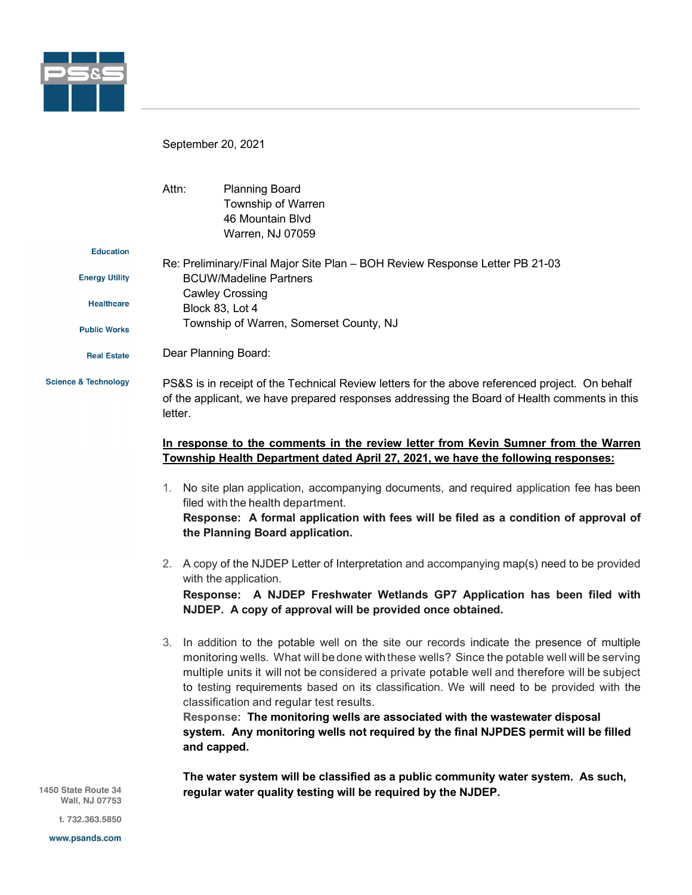September 20, 2021

Attn: Planning Board
Township of Warren
46 Mountain Blvd
Warren, NJ 07059

Re: Preliminary/Final Major Site Plan – BOH Review Response Letter PB 21-03
BCUW/Madeline Partners
Cawley Crossing
Block 83, Lot 4
Township of Warren, Somerset County, NJ

Dear Planning Board:

PS&S is in receipt of the Technical Review letters for the above referenced project. On behalf of the applicant, we have prepared responses addressing the Board of Health comments in this letter.

**In response to the comments in the review letter from Kevin Sumner from the Warren Township Health Department dated April 27, 2021, we have the following responses:**

1. No site plan application, accompanying documents, and required application fee has been filed with the health department.
   **Response: A formal application with fees will be filed as a condition of approval of the Planning Board application.**

2. A copy of the NJDEP Letter of Interpretation and accompanying map(s) need to be provided with the application.
   **Response: A NJDEP Freshwater Wetlands GP7 Application has been filed with NJDEP. A copy of approval will be provided once obtained.**

3. In addition to the potable well on the site our records indicate the presence of multiple monitoring wells. What will be done with these wells? Since the potable well will be serving multiple units it will not be considered a private potable well and therefore will be subject to testing requirements based on its classification. We will need to be provided with the classification and regular test results.
   **Response: The monitoring wells are associated with the wastewater disposal system. Any monitoring wells not required by the final NJPDES permit will be filled and capped.**

   **The water system will be classified as a public community water system. As such, regular water quality testing will be required by the NJDEP.**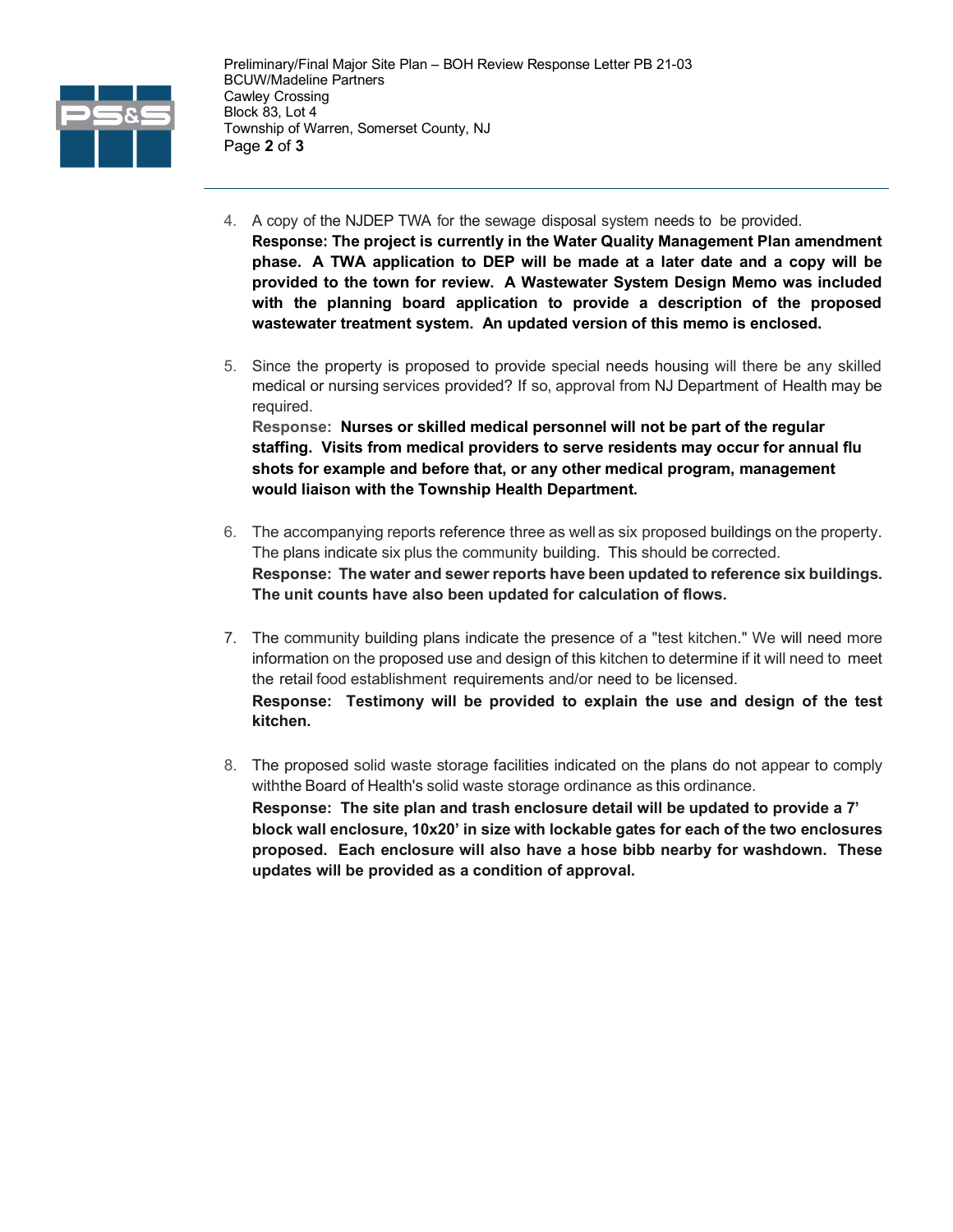4. A copy of the NJDEP TWA for the sewage disposal system needs to be provided.
   **Response: The project is currently in the Water Quality Management Plan amendment phase. A TWA application to DEP will be made at a later date and a copy will be provided to the town for review. A Wastewater System Design Memo was included with the planning board application to provide a description of the proposed wastewater treatment system. An updated version of this memo is enclosed.**

5. Since the property is proposed to provide special needs housing will there be any skilled medical or nursing services provided? If so, approval from NJ Department of Health may be required.
   **Response: Nurses or skilled medical personnel will not be part of the regular staffing. Visits from medical providers to serve residents may occur for annual flu shots for example and before that, or any other medical program, management would liaison with the Township Health Department.**

6. The accompanying reports reference three as well as six proposed buildings on the property. The plans indicate six plus the community building. This should be corrected.
   **Response: The water and sewer reports have been updated to reference six buildings. The unit counts have also been updated for calculation of flows.**

7. The community building plans indicate the presence of a "test kitchen." We will need more information on the proposed use and design of this kitchen to determine if it will need to meet the retail food establishment requirements and/or need to be licensed.
   **Response: Testimony will be provided to explain the use and design of the test kitchen.**

8. The proposed solid waste storage facilities indicated on the plans do not appear to comply withthe Board of Health's solid waste storage ordinance as this ordinance.
   **Response: The site plan and trash enclosure detail will be updated to provide a 7' block wall enclosure, 10x20' in size with lockable gates for each of the two enclosures proposed. Each enclosure will also have a hose bibb nearby for washdown. These updates will be provided as a condition of approval.**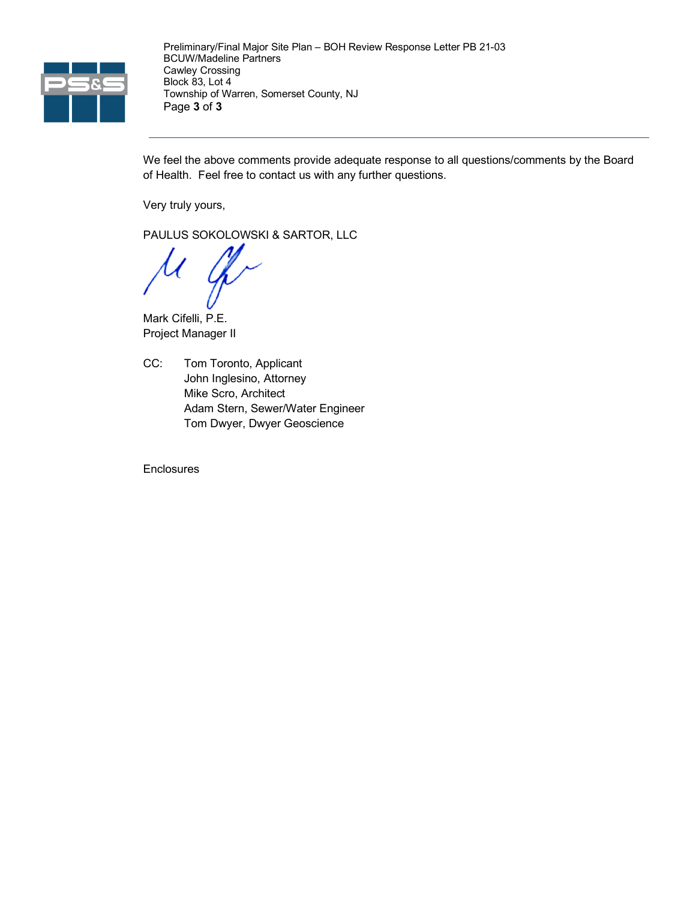We feel the above comments provide adequate response to all questions/comments by the Board of Health. Feel free to contact us with any further questions.

Very truly yours,

PAULUS SOKOLOWSKI & SARTOR, LLC

Mark Cifelli, P.E.
Project Manager II

CC: Tom Toronto, Applicant
John Inglesino, Attorney
Mike Scro, Architect
Adam Stern, Sewer/Water Engineer
Tom Dwyer, Dwyer Geoscience

Enclosures